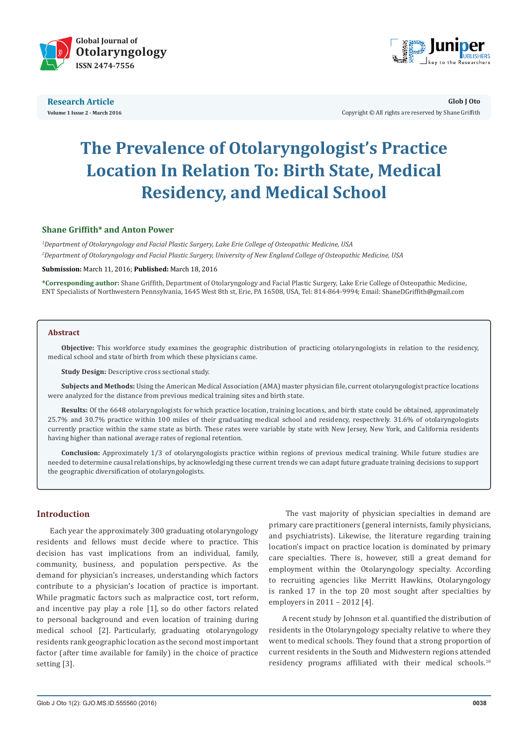Research Article

# The Prevalence of Otolaryngologist's Practice Location In Relation To: Birth State, Medical Residency, and Medical School

**Shane Griffith* and Anton Power**

[1]*Department of Otolaryngology and Facial Plastic Surgery, Lake Erie College of Osteopathic Medicine, USA*

[2]*Department of Otolaryngology and Facial Plastic Surgery, University of New England College of Osteopathic Medicine, USA*

**Submission:** March 11, 2016; **Published:** March 18, 2016

**\*Corresponding author:** Shane Griffith, Department of Otolaryngology and Facial Plastic Surgery, Lake Erie College of Osteopathic Medicine, ENT Specialists of Northwestern Pennsylvania, 1645 West 8th st, Erie, PA 16508, USA, Tel: 814-864-9994; Email: ShaneDGriffith@gmail.com

## Abstract

**Objective:** This workforce study examines the geographic distribution of practicing otolaryngologists in relation to the residency, medical school and state of birth from which these physicians came.

**Study Design:** Descriptive cross sectional study.

**Subjects and Methods:** Using the American Medical Association (AMA) master physician file, current otolaryngologist practice locations were analyzed for the distance from previous medical training sites and birth state.

**Results:** Of the 6648 otolaryngologists for which practice location, training locations, and birth state could be obtained, approximately 25.7% and 30.7% practice within 100 miles of their graduating medical school and residency, respectively. 31.6% of otolaryngologists currently practice within the same state as birth. These rates were variable by state with New Jersey, New York, and California residents having higher than national average rates of regional retention.

**Conclusion:** Approximately 1/3 of otolaryngologists practice within regions of previous medical training. While future studies are needed to determine causal relationships, by acknowledging these current trends we can adapt future graduate training decisions to support the geographic diversification of otolaryngologists.

## Introduction

Each year the approximately 300 graduating otolaryngology residents and fellows must decide where to practice. This decision has vast implications from an individual, family, community, business, and population perspective. As the demand for physician's increases, understanding which factors contribute to a physician's location of practice is important. While pragmatic factors such as malpractice cost, tort reform, and incentive pay play a role [1], so do other factors related to personal background and even location of training during medical school [2]. Particularly, graduating otolaryngology residents rank geographic location as the second most important factor (after time available for family) in the choice of practice setting [3].

The vast majority of physician specialties in demand are primary care practitioners (general internists, family physicians, and psychiatrists). Likewise, the literature regarding training location's impact on practice location is dominated by primary care specialties. There is, however, still a great demand for employment within the Otolaryngology specialty. According to recruiting agencies like Merritt Hawkins, Otolaryngology is ranked 17 in the top 20 most sought after specialties by employers in 2011 – 2012 [4].

A recent study by Johnson et al. quantified the distribution of residents in the Otolaryngology specialty relative to where they went to medical schools. They found that a strong proportion of current residents in the South and Midwestern regions attended residency programs affiliated with their medical schools.[10]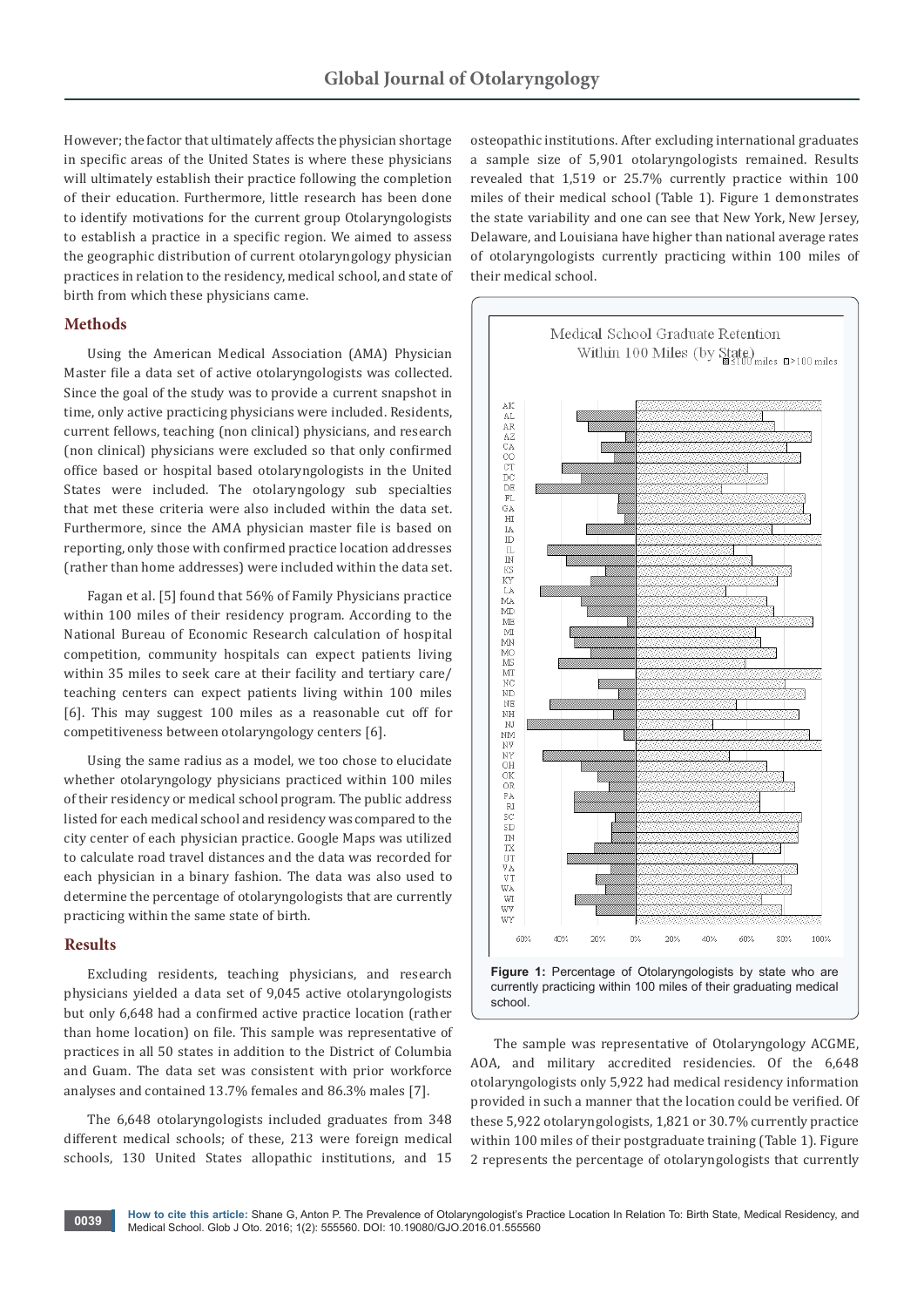However; the factor that ultimately affects the physician shortage in specific areas of the United States is where these physicians will ultimately establish their practice following the completion of their education. Furthermore, little research has been done to identify motivations for the current group Otolaryngologists to establish a practice in a specific region. We aimed to assess the geographic distribution of current otolaryngology physician practices in relation to the residency, medical school, and state of birth from which these physicians came.

## Methods

Using the American Medical Association (AMA) Physician Master file a data set of active otolaryngologists was collected. Since the goal of the study was to provide a current snapshot in time, only active practicing physicians were included. Residents, current fellows, teaching (non clinical) physicians, and research (non clinical) physicians were excluded so that only confirmed office based or hospital based otolaryngologists in the United States were included. The otolaryngology sub specialties that met these criteria were also included within the data set. Furthermore, since the AMA physician master file is based on reporting, only those with confirmed practice location addresses (rather than home addresses) were included within the data set.

Fagan et al. [5] found that 56% of Family Physicians practice within 100 miles of their residency program. According to the National Bureau of Economic Research calculation of hospital competition, community hospitals can expect patients living within 35 miles to seek care at their facility and tertiary care/teaching centers can expect patients living within 100 miles [6]. This may suggest 100 miles as a reasonable cut off for competitiveness between otolaryngology centers [6].

Using the same radius as a model, we too chose to elucidate whether otolaryngology physicians practiced within 100 miles of their residency or medical school program. The public address listed for each medical school and residency was compared to the city center of each physician practice. Google Maps was utilized to calculate road travel distances and the data was recorded for each physician in a binary fashion. The data was also used to determine the percentage of otolaryngologists that are currently practicing within the same state of birth.

## Results

Excluding residents, teaching physicians, and research physicians yielded a data set of 9,045 active otolaryngologists but only 6,648 had a confirmed active practice location (rather than home location) on file. This sample was representative of practices in all 50 states in addition to the District of Columbia and Guam. The data set was consistent with prior workforce analyses and contained 13.7% females and 86.3% males [7].

The 6,648 otolaryngologists included graduates from 348 different medical schools; of these, 213 were foreign medical schools, 130 United States allopathic institutions, and 15 osteopathic institutions. After excluding international graduates a sample size of 5,901 otolaryngologists remained. Results revealed that 1,519 or 25.7% currently practice within 100 miles of their medical school (Table 1). Figure 1 demonstrates the state variability and one can see that New York, New Jersey, Delaware, and Louisiana have higher than national average rates of otolaryngologists currently practicing within 100 miles of their medical school.

**Figure 1:** Percentage of Otolaryngologists by state who are currently practicing within 100 miles of their graduating medical school.

The sample was representative of Otolaryngology ACGME, AOA, and military accredited residencies. Of the 6,648 otolaryngologists only 5,922 had medical residency information provided in such a manner that the location could be verified. Of these 5,922 otolaryngologists, 1,821 or 30.7% currently practice within 100 miles of their postgraduate training (Table 1). Figure 2 represents the percentage of otolaryngologists that currently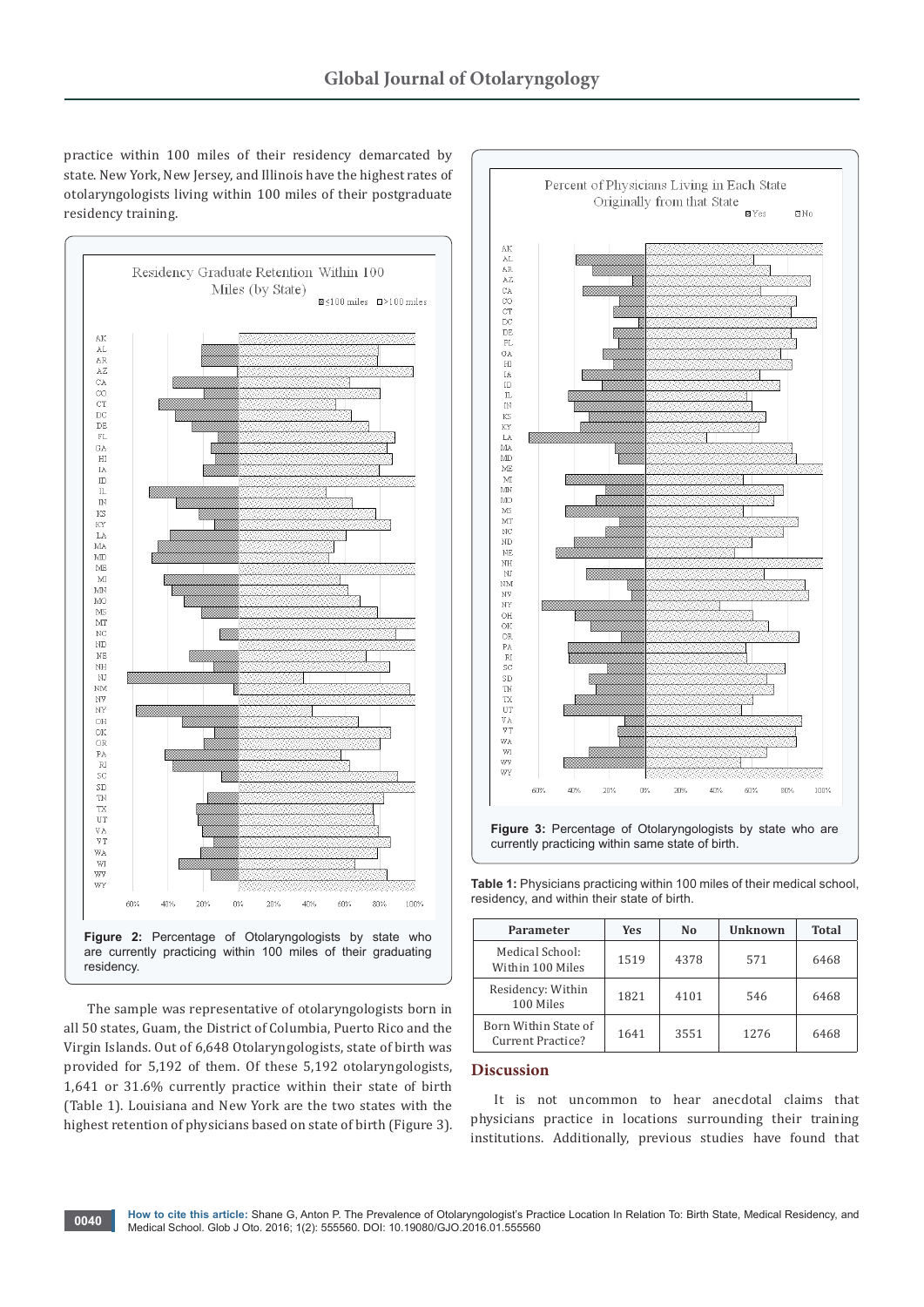practice within 100 miles of their residency demarcated by state. New York, New Jersey, and Illinois have the highest rates of otolaryngologists living within 100 miles of their postgraduate residency training.

**Figure 2:** Percentage of Otolaryngologists by state who are currently practicing within 100 miles of their graduating residency.

The sample was representative of otolaryngologists born in all 50 states, Guam, the District of Columbia, Puerto Rico and the Virgin Islands. Out of 6,648 Otolaryngologists, state of birth was provided for 5,192 of them. Of these 5,192 otolaryngologists, 1,641 or 31.6% currently practice within their state of birth (Table 1). Louisiana and New York are the two states with the highest retention of physicians based on state of birth (Figure 3).

**Figure 3:** Percentage of Otolaryngologists by state who are currently practicing within same state of birth.

**Table 1:** Physicians practicing within 100 miles of their medical school, residency, and within their state of birth.

| Parameter | Yes | No | Unknown | Total |
|---|---|---|---|---|
| Medical School: Within 100 Miles | 1519 | 4378 | 571 | 6468 |
| Residency: Within 100 Miles | 1821 | 4101 | 546 | 6468 |
| Born Within State of Current Practice? | 1641 | 3551 | 1276 | 6468 |

## Discussion

It is not uncommon to hear anecdotal claims that physicians practice in locations surrounding their training institutions. Additionally, previous studies have found that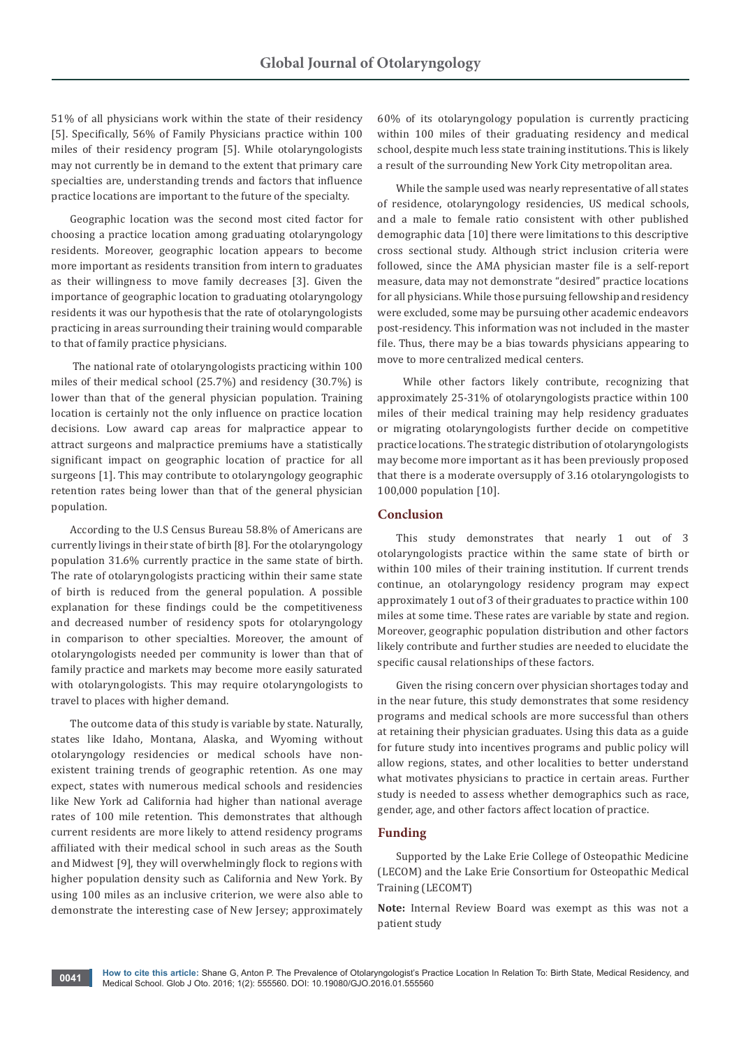51% of all physicians work within the state of their residency [5]. Specifically, 56% of Family Physicians practice within 100 miles of their residency program [5]. While otolaryngologists may not currently be in demand to the extent that primary care specialties are, understanding trends and factors that influence practice locations are important to the future of the specialty.

Geographic location was the second most cited factor for choosing a practice location among graduating otolaryngology residents. Moreover, geographic location appears to become more important as residents transition from intern to graduates as their willingness to move family decreases [3]. Given the importance of geographic location to graduating otolaryngology residents it was our hypothesis that the rate of otolaryngologists practicing in areas surrounding their training would comparable to that of family practice physicians.

The national rate of otolaryngologists practicing within 100 miles of their medical school (25.7%) and residency (30.7%) is lower than that of the general physician population. Training location is certainly not the only influence on practice location decisions. Low award cap areas for malpractice appear to attract surgeons and malpractice premiums have a statistically significant impact on geographic location of practice for all surgeons [1]. This may contribute to otolaryngology geographic retention rates being lower than that of the general physician population.

According to the U.S Census Bureau 58.8% of Americans are currently livings in their state of birth [8]. For the otolaryngology population 31.6% currently practice in the same state of birth. The rate of otolaryngologists practicing within their same state of birth is reduced from the general population. A possible explanation for these findings could be the competitiveness and decreased number of residency spots for otolaryngology in comparison to other specialties. Moreover, the amount of otolaryngologists needed per community is lower than that of family practice and markets may become more easily saturated with otolaryngologists. This may require otolaryngologists to travel to places with higher demand.

The outcome data of this study is variable by state. Naturally, states like Idaho, Montana, Alaska, and Wyoming without otolaryngology residencies or medical schools have non-existent training trends of geographic retention. As one may expect, states with numerous medical schools and residencies like New York ad California had higher than national average rates of 100 mile retention. This demonstrates that although current residents are more likely to attend residency programs affiliated with their medical school in such areas as the South and Midwest [9], they will overwhelmingly flock to regions with higher population density such as California and New York. By using 100 miles as an inclusive criterion, we were also able to demonstrate the interesting case of New Jersey; approximately 60% of its otolaryngology population is currently practicing within 100 miles of their graduating residency and medical school, despite much less state training institutions. This is likely a result of the surrounding New York City metropolitan area.

While the sample used was nearly representative of all states of residence, otolaryngology residencies, US medical schools, and a male to female ratio consistent with other published demographic data [10] there were limitations to this descriptive cross sectional study. Although strict inclusion criteria were followed, since the AMA physician master file is a self-report measure, data may not demonstrate "desired" practice locations for all physicians. While those pursuing fellowship and residency were excluded, some may be pursuing other academic endeavors post-residency. This information was not included in the master file. Thus, there may be a bias towards physicians appearing to move to more centralized medical centers.

While other factors likely contribute, recognizing that approximately 25-31% of otolaryngologists practice within 100 miles of their medical training may help residency graduates or migrating otolaryngologists further decide on competitive practice locations. The strategic distribution of otolaryngologists may become more important as it has been previously proposed that there is a moderate oversupply of 3.16 otolaryngologists to 100,000 population [10].

## Conclusion

This study demonstrates that nearly 1 out of 3 otolaryngologists practice within the same state of birth or within 100 miles of their training institution. If current trends continue, an otolaryngology residency program may expect approximately 1 out of 3 of their graduates to practice within 100 miles at some time. These rates are variable by state and region. Moreover, geographic population distribution and other factors likely contribute and further studies are needed to elucidate the specific causal relationships of these factors.

Given the rising concern over physician shortages today and in the near future, this study demonstrates that some residency programs and medical schools are more successful than others at retaining their physician graduates. Using this data as a guide for future study into incentives programs and public policy will allow regions, states, and other localities to better understand what motivates physicians to practice in certain areas. Further study is needed to assess whether demographics such as race, gender, age, and other factors affect location of practice.

## Funding

Supported by the Lake Erie College of Osteopathic Medicine (LECOM) and the Lake Erie Consortium for Osteopathic Medical Training (LECOMT)

**Note:** Internal Review Board was exempt as this was not a patient study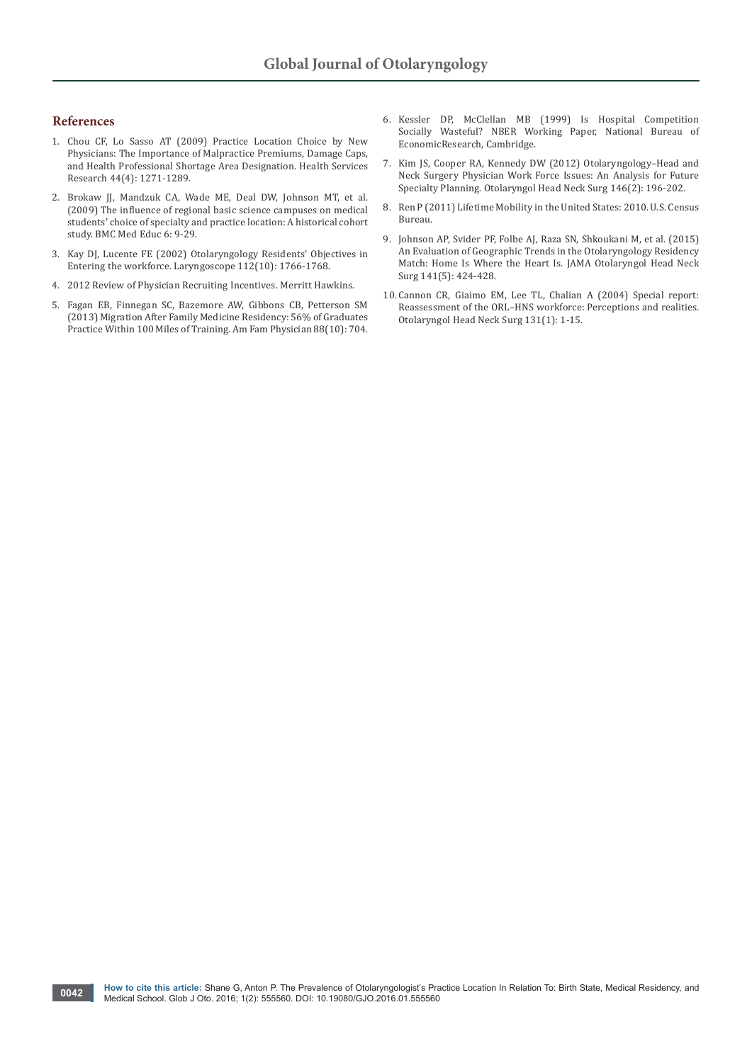## References

1. Chou CF, Lo Sasso AT (2009) Practice Location Choice by New Physicians: The Importance of Malpractice Premiums, Damage Caps, and Health Professional Shortage Area Designation. Health Services Research 44(4): 1271-1289.
2. Brokaw JJ, Mandzuk CA, Wade ME, Deal DW, Johnson MT, et al. (2009) The influence of regional basic science campuses on medical students' choice of specialty and practice location: A historical cohort study. BMC Med Educ 6: 9-29.
3. Kay DJ, Lucente FE (2002) Otolaryngology Residents' Objectives in Entering the workforce. Laryngoscope 112(10): 1766-1768.
4. 2012 Review of Physician Recruiting Incentives. Merritt Hawkins.
5. Fagan EB, Finnegan SC, Bazemore AW, Gibbons CB, Petterson SM (2013) Migration After Family Medicine Residency: 56% of Graduates Practice Within 100 Miles of Training. Am Fam Physician 88(10): 704.
6. Kessler DP, McClellan MB (1999) Is Hospital Competition Socially Wasteful? NBER Working Paper, National Bureau of EconomicResearch, Cambridge.
7. Kim JS, Cooper RA, Kennedy DW (2012) Otolaryngology–Head and Neck Surgery Physician Work Force Issues: An Analysis for Future Specialty Planning. Otolaryngol Head Neck Surg 146(2): 196-202.
8. Ren P (2011) Lifetime Mobility in the United States: 2010. U.S. Census Bureau.
9. Johnson AP, Svider PF, Folbe AJ, Raza SN, Shkoukani M, et al. (2015) An Evaluation of Geographic Trends in the Otolaryngology Residency Match: Home Is Where the Heart Is. JAMA Otolaryngol Head Neck Surg 141(5): 424-428.
10. Cannon CR, Giaimo EM, Lee TL, Chalian A (2004) Special report: Reassessment of the ORL–HNS workforce: Perceptions and realities. Otolaryngol Head Neck Surg 131(1): 1-15.

**How to cite this article:** Shane G, Anton P. The Prevalence of Otolaryngologist's Practice Location In Relation To: Birth State, Medical Residency, and Medical School. Glob J Oto. 2016; 1(2): 555560. DOI: 10.19080/GJO.2016.01.555560